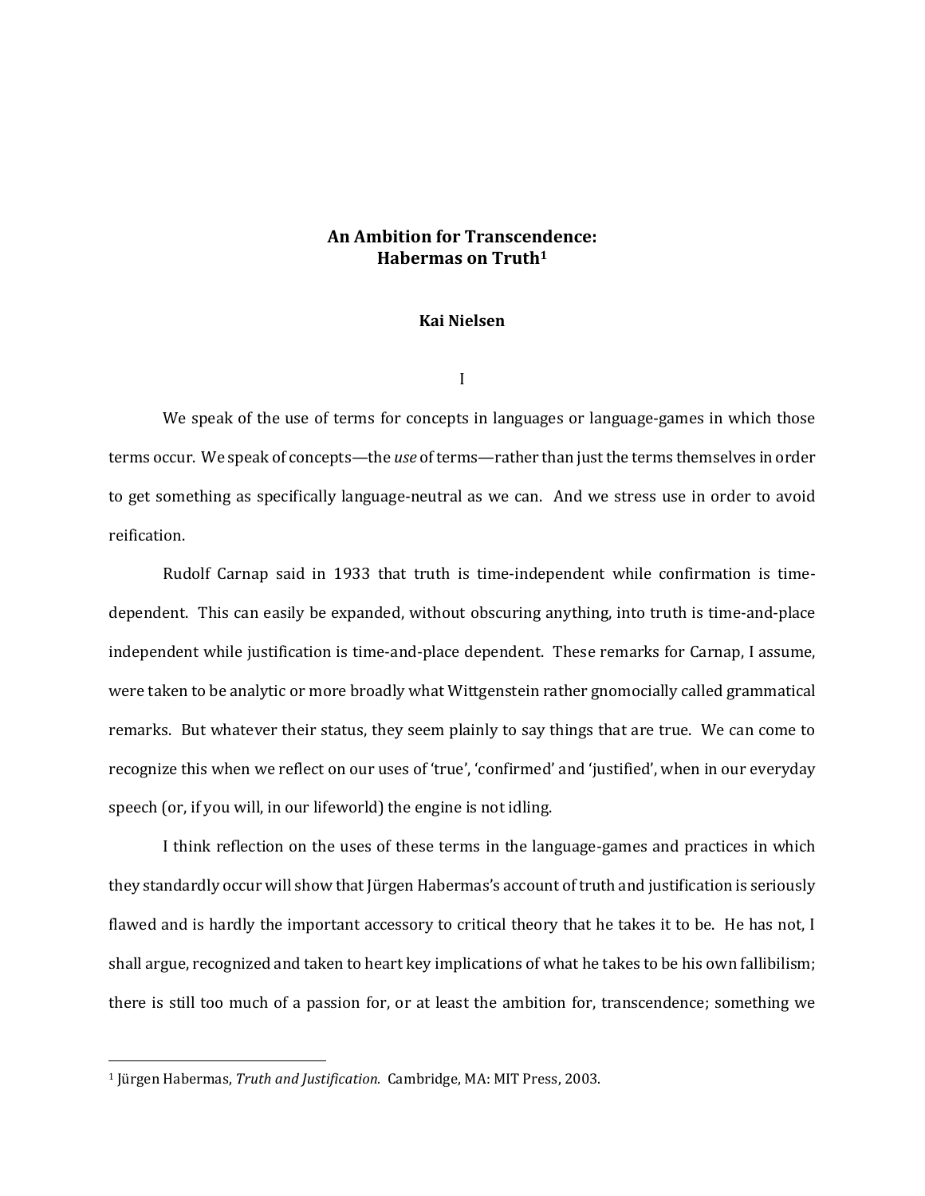# An Ambition for Transcendence: Habermas on Truth[1]

**Kai Nielsen**

## I

We speak of the use of terms for concepts in languages or language-games in which those terms occur. We speak of concepts—the *use* of terms—rather than just the terms themselves in order to get something as specifically language-neutral as we can. And we stress use in order to avoid reification.

Rudolf Carnap said in 1933 that truth is time-independent while confirmation is time-dependent. This can easily be expanded, without obscuring anything, into truth is time-and-place independent while justification is time-and-place dependent. These remarks for Carnap, I assume, were taken to be analytic or more broadly what Wittgenstein rather gnomocially called grammatical remarks. But whatever their status, they seem plainly to say things that are true. We can come to recognize this when we reflect on our uses of 'true', 'confirmed' and 'justified', when in our everyday speech (or, if you will, in our lifeworld) the engine is not idling.

I think reflection on the uses of these terms in the language-games and practices in which they standardly occur will show that Jürgen Habermas's account of truth and justification is seriously flawed and is hardly the important accessory to critical theory that he takes it to be. He has not, I shall argue, recognized and taken to heart key implications of what he takes to be his own fallibilism; there is still too much of a passion for, or at least the ambition for, transcendence; something we

---

[1] Jürgen Habermas, *Truth and Justification.* Cambridge, MA: MIT Press, 2003.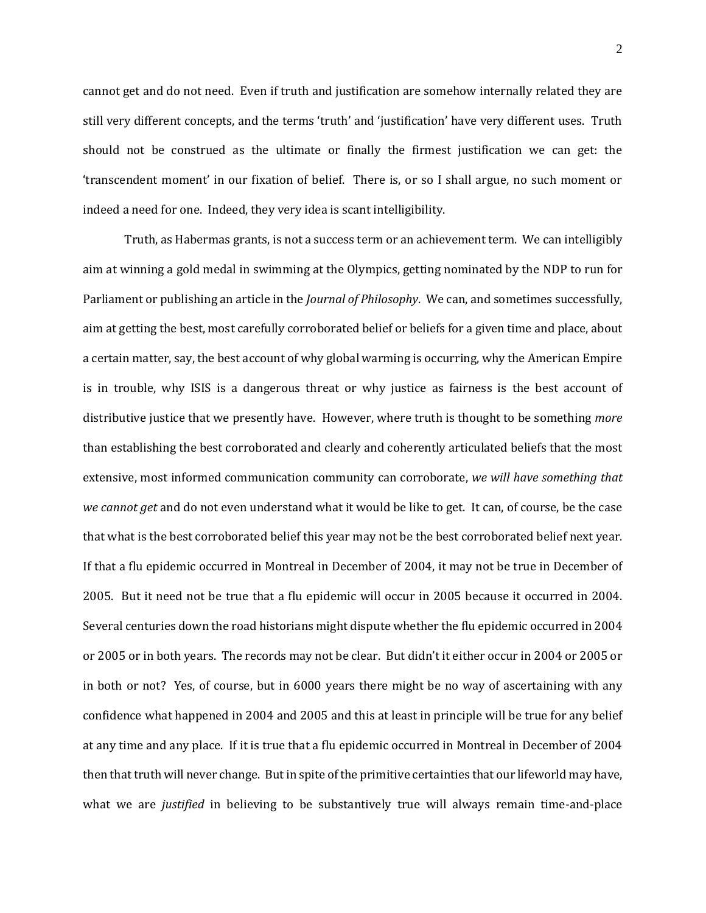cannot get and do not need. Even if truth and justification are somehow internally related they are still very different concepts, and the terms 'truth' and 'justification' have very different uses. Truth should not be construed as the ultimate or finally the firmest justification we can get: the 'transcendent moment' in our fixation of belief. There is, or so I shall argue, no such moment or indeed a need for one. Indeed, they very idea is scant intelligibility.

Truth, as Habermas grants, is not a success term or an achievement term. We can intelligibly aim at winning a gold medal in swimming at the Olympics, getting nominated by the NDP to run for Parliament or publishing an article in the *Journal of Philosophy*. We can, and sometimes successfully, aim at getting the best, most carefully corroborated belief or beliefs for a given time and place, about a certain matter, say, the best account of why global warming is occurring, why the American Empire is in trouble, why ISIS is a dangerous threat or why justice as fairness is the best account of distributive justice that we presently have. However, where truth is thought to be something *more* than establishing the best corroborated and clearly and coherently articulated beliefs that the most extensive, most informed communication community can corroborate, *we will have something that we cannot get* and do not even understand what it would be like to get. It can, of course, be the case that what is the best corroborated belief this year may not be the best corroborated belief next year. If that a flu epidemic occurred in Montreal in December of 2004, it may not be true in December of 2005. But it need not be true that a flu epidemic will occur in 2005 because it occurred in 2004. Several centuries down the road historians might dispute whether the flu epidemic occurred in 2004 or 2005 or in both years. The records may not be clear. But didn't it either occur in 2004 or 2005 or in both or not? Yes, of course, but in 6000 years there might be no way of ascertaining with any confidence what happened in 2004 and 2005 and this at least in principle will be true for any belief at any time and any place. If it is true that a flu epidemic occurred in Montreal in December of 2004 then that truth will never change. But in spite of the primitive certainties that our lifeworld may have, what we are *justified* in believing to be substantively true will always remain time-and-place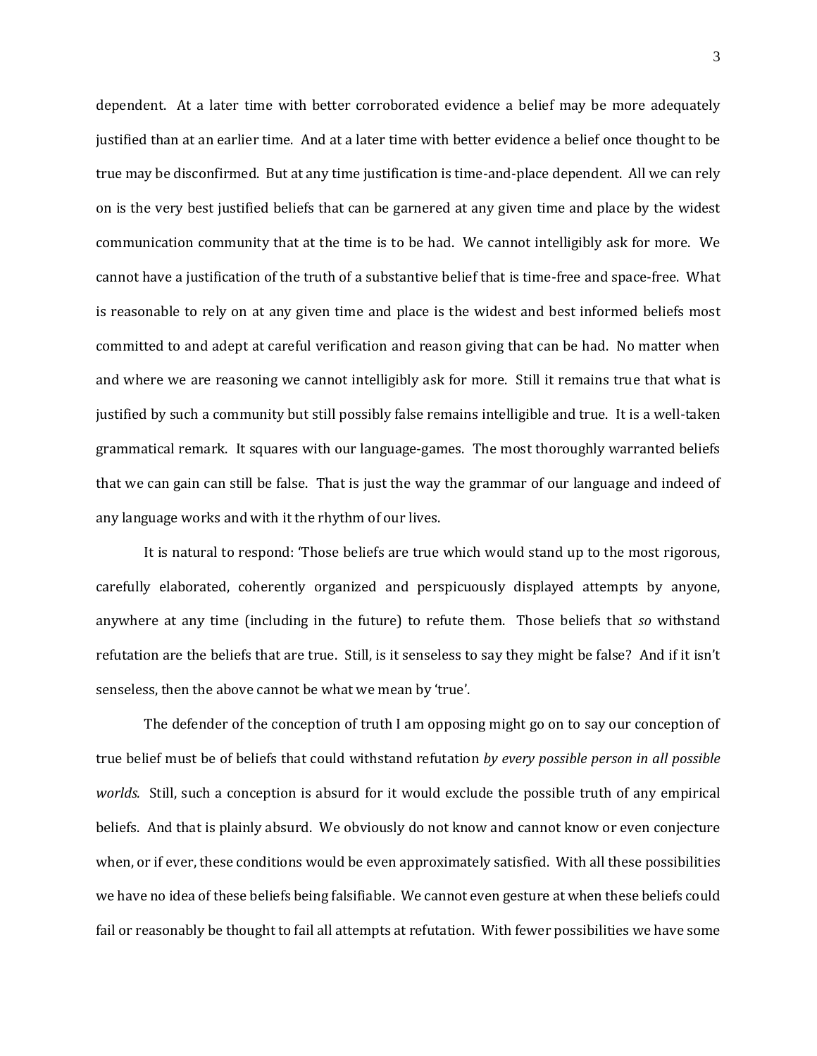dependent. At a later time with better corroborated evidence a belief may be more adequately justified than at an earlier time. And at a later time with better evidence a belief once thought to be true may be disconfirmed. But at any time justification is time-and-place dependent. All we can rely on is the very best justified beliefs that can be garnered at any given time and place by the widest communication community that at the time is to be had. We cannot intelligibly ask for more. We cannot have a justification of the truth of a substantive belief that is time-free and space-free. What is reasonable to rely on at any given time and place is the widest and best informed beliefs most committed to and adept at careful verification and reason giving that can be had. No matter when and where we are reasoning we cannot intelligibly ask for more. Still it remains true that what is justified by such a community but still possibly false remains intelligible and true. It is a well-taken grammatical remark. It squares with our language-games. The most thoroughly warranted beliefs that we can gain can still be false. That is just the way the grammar of our language and indeed of any language works and with it the rhythm of our lives.

It is natural to respond: 'Those beliefs are true which would stand up to the most rigorous, carefully elaborated, coherently organized and perspicuously displayed attempts by anyone, anywhere at any time (including in the future) to refute them. Those beliefs that *so* withstand refutation are the beliefs that are true. Still, is it senseless to say they might be false? And if it isn't senseless, then the above cannot be what we mean by 'true'.

The defender of the conception of truth I am opposing might go on to say our conception of true belief must be of beliefs that could withstand refutation *by every possible person in all possible worlds.* Still, such a conception is absurd for it would exclude the possible truth of any empirical beliefs. And that is plainly absurd. We obviously do not know and cannot know or even conjecture when, or if ever, these conditions would be even approximately satisfied. With all these possibilities we have no idea of these beliefs being falsifiable. We cannot even gesture at when these beliefs could fail or reasonably be thought to fail all attempts at refutation. With fewer possibilities we have some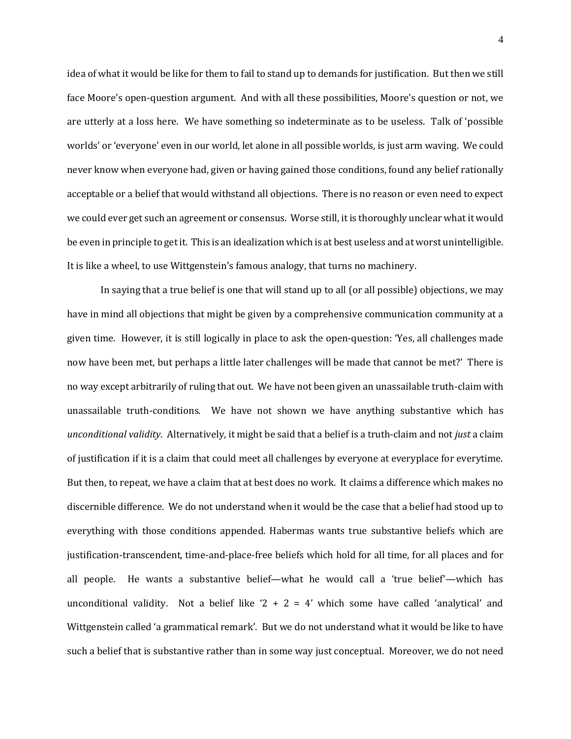idea of what it would be like for them to fail to stand up to demands for justification. But then we still face Moore's open-question argument. And with all these possibilities, Moore's question or not, we are utterly at a loss here. We have something so indeterminate as to be useless. Talk of 'possible worlds' or 'everyone' even in our world, let alone in all possible worlds, is just arm waving. We could never know when everyone had, given or having gained those conditions, found any belief rationally acceptable or a belief that would withstand all objections. There is no reason or even need to expect we could ever get such an agreement or consensus. Worse still, it is thoroughly unclear what it would be even in principle to get it. This is an idealization which is at best useless and at worst unintelligible. It is like a wheel, to use Wittgenstein's famous analogy, that turns no machinery.

In saying that a true belief is one that will stand up to all (or all possible) objections, we may have in mind all objections that might be given by a comprehensive communication community at a given time. However, it is still logically in place to ask the open-question: 'Yes, all challenges made now have been met, but perhaps a little later challenges will be made that cannot be met?' There is no way except arbitrarily of ruling that out. We have not been given an unassailable truth-claim with unassailable truth-conditions. We have not shown we have anything substantive which has *unconditional validity*. Alternatively, it might be said that a belief is a truth-claim and not *just* a claim of justification if it is a claim that could meet all challenges by everyone at everyplace for everytime. But then, to repeat, we have a claim that at best does no work. It claims a difference which makes no discernible difference. We do not understand when it would be the case that a belief had stood up to everything with those conditions appended. Habermas wants true substantive beliefs which are justification-transcendent, time-and-place-free beliefs which hold for all time, for all places and for all people. He wants a substantive belief—what he would call a 'true belief'—which has unconditional validity. Not a belief like '2 + 2 = 4' which some have called 'analytical' and Wittgenstein called 'a grammatical remark'. But we do not understand what it would be like to have such a belief that is substantive rather than in some way just conceptual. Moreover, we do not need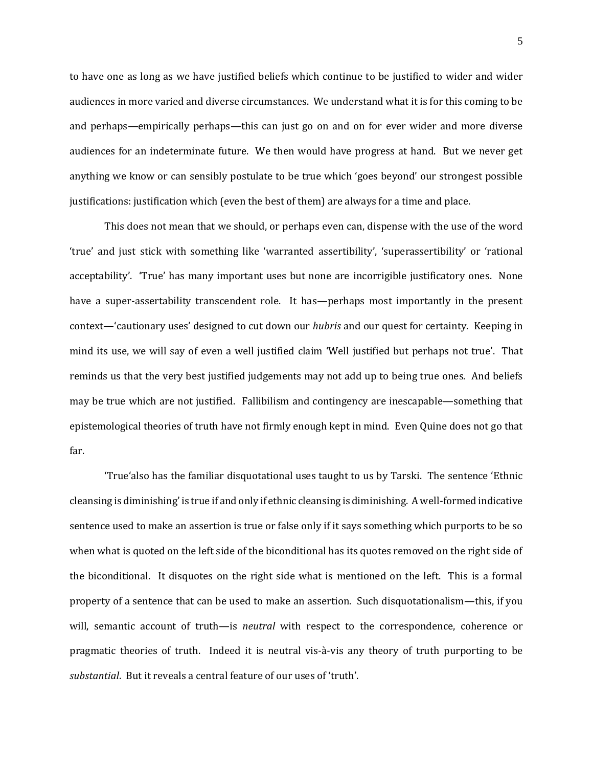to have one as long as we have justified beliefs which continue to be justified to wider and wider audiences in more varied and diverse circumstances. We understand what it is for this coming to be and perhaps—empirically perhaps—this can just go on and on for ever wider and more diverse audiences for an indeterminate future. We then would have progress at hand. But we never get anything we know or can sensibly postulate to be true which 'goes beyond' our strongest possible justifications: justification which (even the best of them) are always for a time and place.

This does not mean that we should, or perhaps even can, dispense with the use of the word 'true' and just stick with something like 'warranted assertibility', 'superassertibility' or 'rational acceptability'. 'True' has many important uses but none are incorrigible justificatory ones. None have a super-assertability transcendent role. It has—perhaps most importantly in the present context—'cautionary uses' designed to cut down our *hubris* and our quest for certainty. Keeping in mind its use, we will say of even a well justified claim 'Well justified but perhaps not true'. That reminds us that the very best justified judgements may not add up to being true ones. And beliefs may be true which are not justified. Fallibilism and contingency are inescapable—something that epistemological theories of truth have not firmly enough kept in mind. Even Quine does not go that far.

'True'also has the familiar disquotational uses taught to us by Tarski. The sentence 'Ethnic cleansing is diminishing' is true if and only if ethnic cleansing is diminishing. A well-formed indicative sentence used to make an assertion is true or false only if it says something which purports to be so when what is quoted on the left side of the biconditional has its quotes removed on the right side of the biconditional. It disquotes on the right side what is mentioned on the left. This is a formal property of a sentence that can be used to make an assertion. Such disquotationalism—this, if you will, semantic account of truth—is *neutral* with respect to the correspondence, coherence or pragmatic theories of truth. Indeed it is neutral vis-à-vis any theory of truth purporting to be *substantial*. But it reveals a central feature of our uses of 'truth'.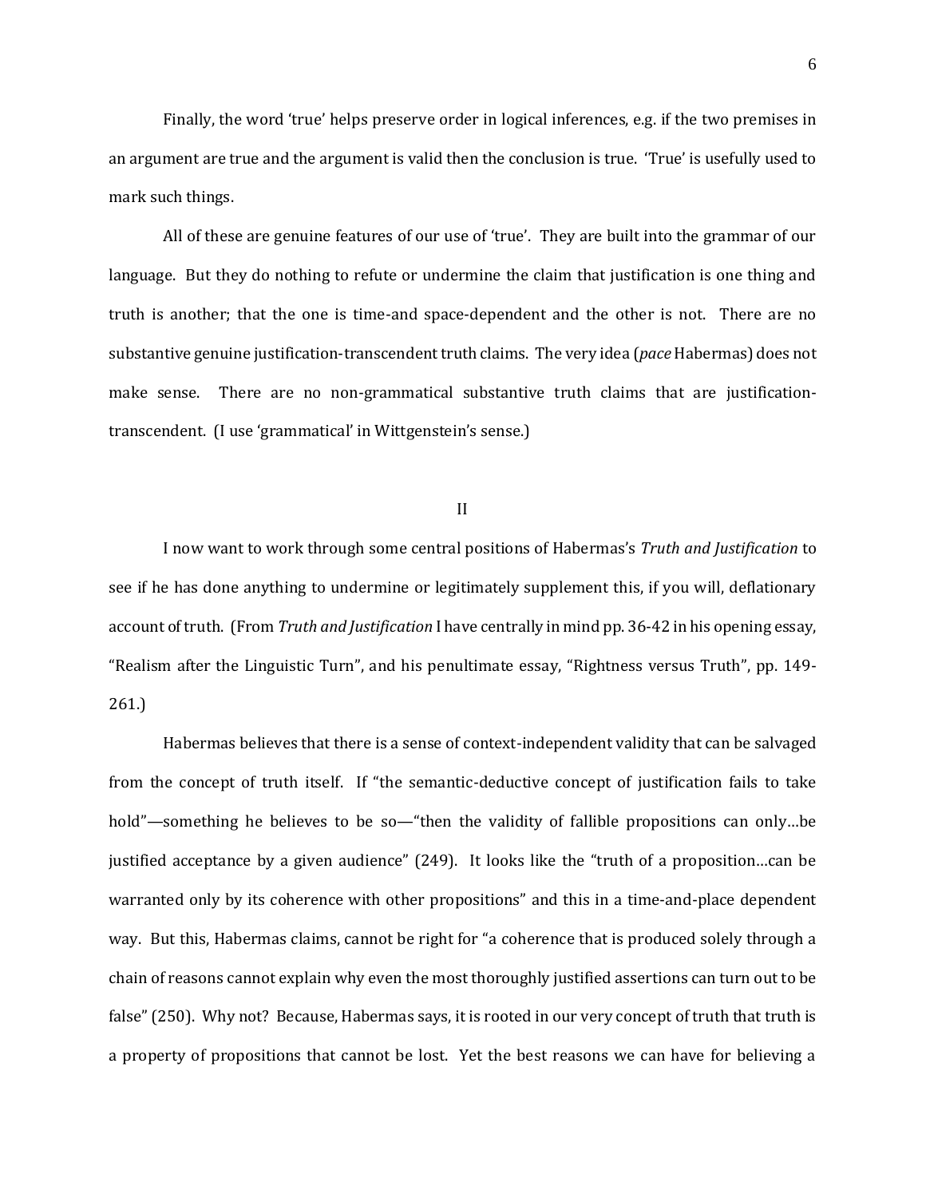Finally, the word 'true' helps preserve order in logical inferences, e.g. if the two premises in an argument are true and the argument is valid then the conclusion is true. 'True' is usefully used to mark such things.

All of these are genuine features of our use of 'true'. They are built into the grammar of our language. But they do nothing to refute or undermine the claim that justification is one thing and truth is another; that the one is time-and space-dependent and the other is not. There are no substantive genuine justification-transcendent truth claims. The very idea (*pace* Habermas) does not make sense. There are no non-grammatical substantive truth claims that are justification-transcendent. (I use 'grammatical' in Wittgenstein's sense.)

## II

I now want to work through some central positions of Habermas's *Truth and Justification* to see if he has done anything to undermine or legitimately supplement this, if you will, deflationary account of truth. (From *Truth and Justification* I have centrally in mind pp. 36-42 in his opening essay, "Realism after the Linguistic Turn", and his penultimate essay, "Rightness versus Truth", pp. 149-261.)

Habermas believes that there is a sense of context-independent validity that can be salvaged from the concept of truth itself. If "the semantic-deductive concept of justification fails to take hold"—something he believes to be so—"then the validity of fallible propositions can only…be justified acceptance by a given audience" (249). It looks like the "truth of a proposition…can be warranted only by its coherence with other propositions" and this in a time-and-place dependent way. But this, Habermas claims, cannot be right for "a coherence that is produced solely through a chain of reasons cannot explain why even the most thoroughly justified assertions can turn out to be false" (250). Why not? Because, Habermas says, it is rooted in our very concept of truth that truth is a property of propositions that cannot be lost. Yet the best reasons we can have for believing a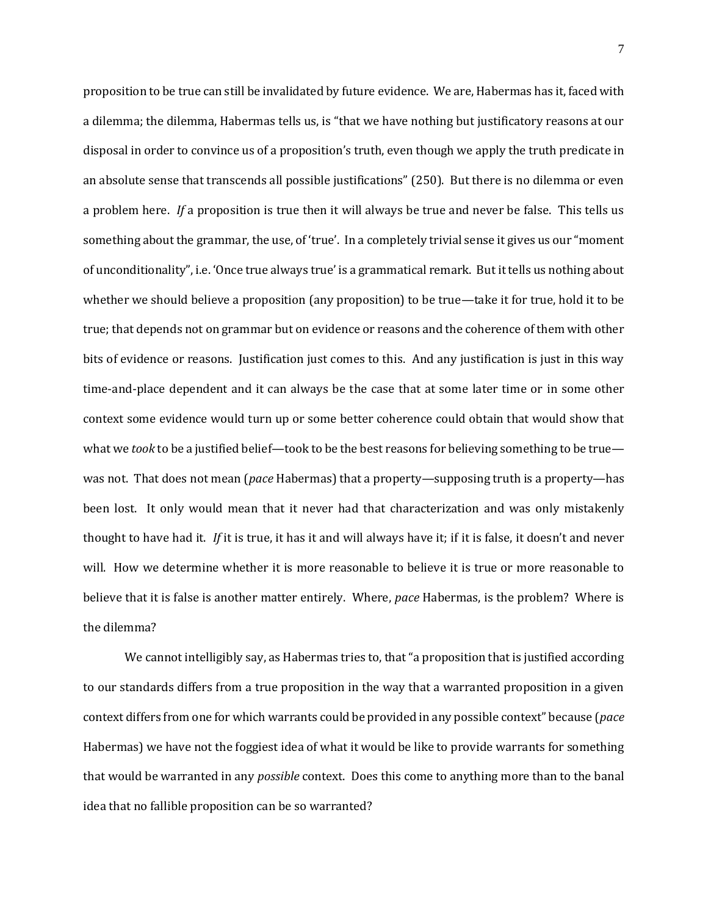proposition to be true can still be invalidated by future evidence. We are, Habermas has it, faced with a dilemma; the dilemma, Habermas tells us, is "that we have nothing but justificatory reasons at our disposal in order to convince us of a proposition's truth, even though we apply the truth predicate in an absolute sense that transcends all possible justifications" (250). But there is no dilemma or even a problem here. *If* a proposition is true then it will always be true and never be false. This tells us something about the grammar, the use, of 'true'. In a completely trivial sense it gives us our "moment of unconditionality", i.e. 'Once true always true' is a grammatical remark. But it tells us nothing about whether we should believe a proposition (any proposition) to be true—take it for true, hold it to be true; that depends not on grammar but on evidence or reasons and the coherence of them with other bits of evidence or reasons. Justification just comes to this. And any justification is just in this way time-and-place dependent and it can always be the case that at some later time or in some other context some evidence would turn up or some better coherence could obtain that would show that what we *took* to be a justified belief—took to be the best reasons for believing something to be true—was not. That does not mean (*pace* Habermas) that a property—supposing truth is a property—has been lost. It only would mean that it never had that characterization and was only mistakenly thought to have had it. *If* it is true, it has it and will always have it; if it is false, it doesn't and never will. How we determine whether it is more reasonable to believe it is true or more reasonable to believe that it is false is another matter entirely. Where, *pace* Habermas, is the problem? Where is the dilemma?

We cannot intelligibly say, as Habermas tries to, that "a proposition that is justified according to our standards differs from a true proposition in the way that a warranted proposition in a given context differs from one for which warrants could be provided in any possible context" because (*pace* Habermas) we have not the foggiest idea of what it would be like to provide warrants for something that would be warranted in any *possible* context. Does this come to anything more than to the banal idea that no fallible proposition can be so warranted?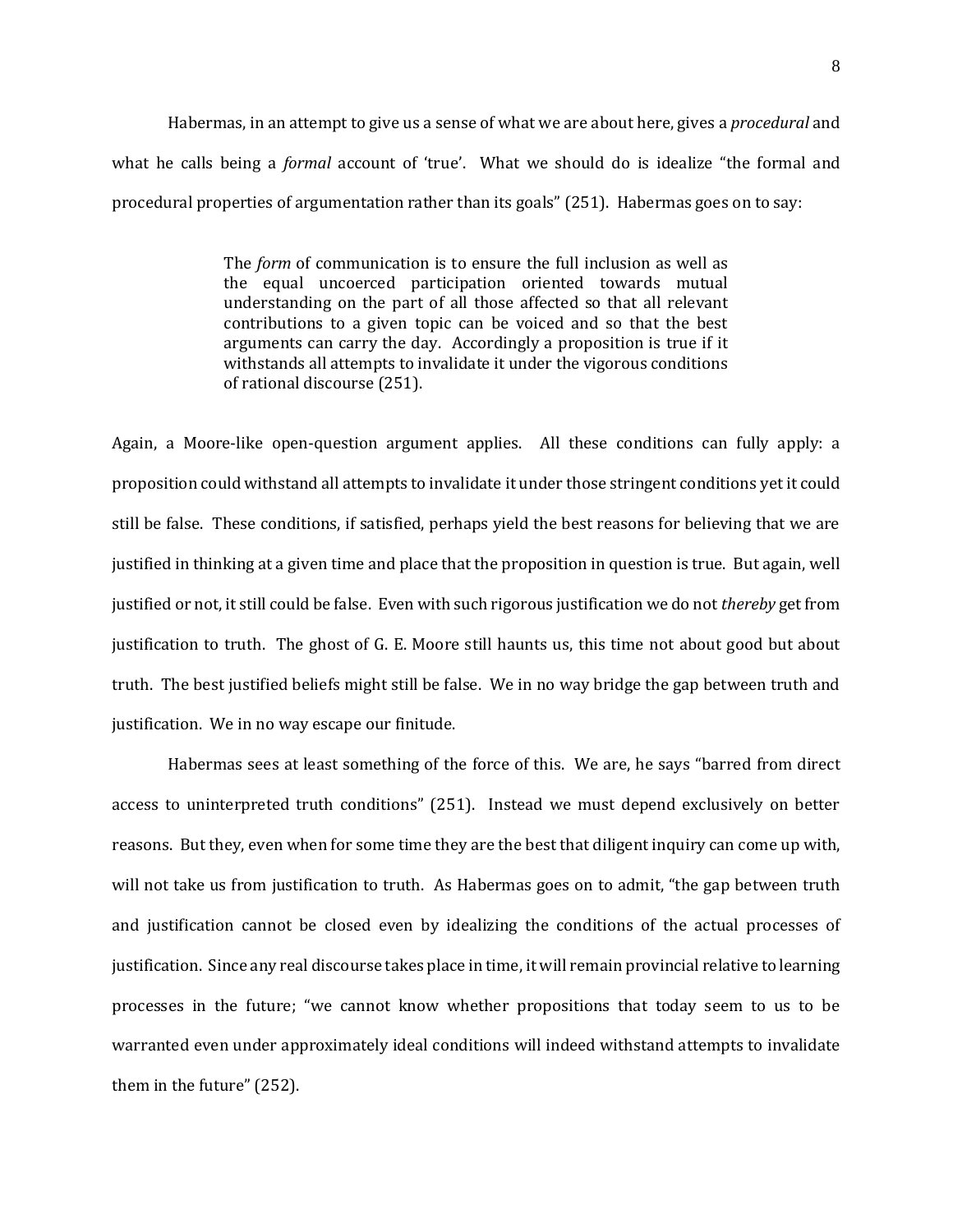Habermas, in an attempt to give us a sense of what we are about here, gives a *procedural* and what he calls being a *formal* account of 'true'. What we should do is idealize "the formal and procedural properties of argumentation rather than its goals" (251). Habermas goes on to say:

> The *form* of communication is to ensure the full inclusion as well as the equal uncoerced participation oriented towards mutual understanding on the part of all those affected so that all relevant contributions to a given topic can be voiced and so that the best arguments can carry the day. Accordingly a proposition is true if it withstands all attempts to invalidate it under the vigorous conditions of rational discourse (251).

Again, a Moore-like open-question argument applies. All these conditions can fully apply: a proposition could withstand all attempts to invalidate it under those stringent conditions yet it could still be false. These conditions, if satisfied, perhaps yield the best reasons for believing that we are justified in thinking at a given time and place that the proposition in question is true. But again, well justified or not, it still could be false. Even with such rigorous justification we do not *thereby* get from justification to truth. The ghost of G. E. Moore still haunts us, this time not about good but about truth. The best justified beliefs might still be false. We in no way bridge the gap between truth and justification. We in no way escape our finitude.

Habermas sees at least something of the force of this. We are, he says "barred from direct access to uninterpreted truth conditions" (251). Instead we must depend exclusively on better reasons. But they, even when for some time they are the best that diligent inquiry can come up with, will not take us from justification to truth. As Habermas goes on to admit, "the gap between truth and justification cannot be closed even by idealizing the conditions of the actual processes of justification. Since any real discourse takes place in time, it will remain provincial relative to learning processes in the future; "we cannot know whether propositions that today seem to us to be warranted even under approximately ideal conditions will indeed withstand attempts to invalidate them in the future" (252).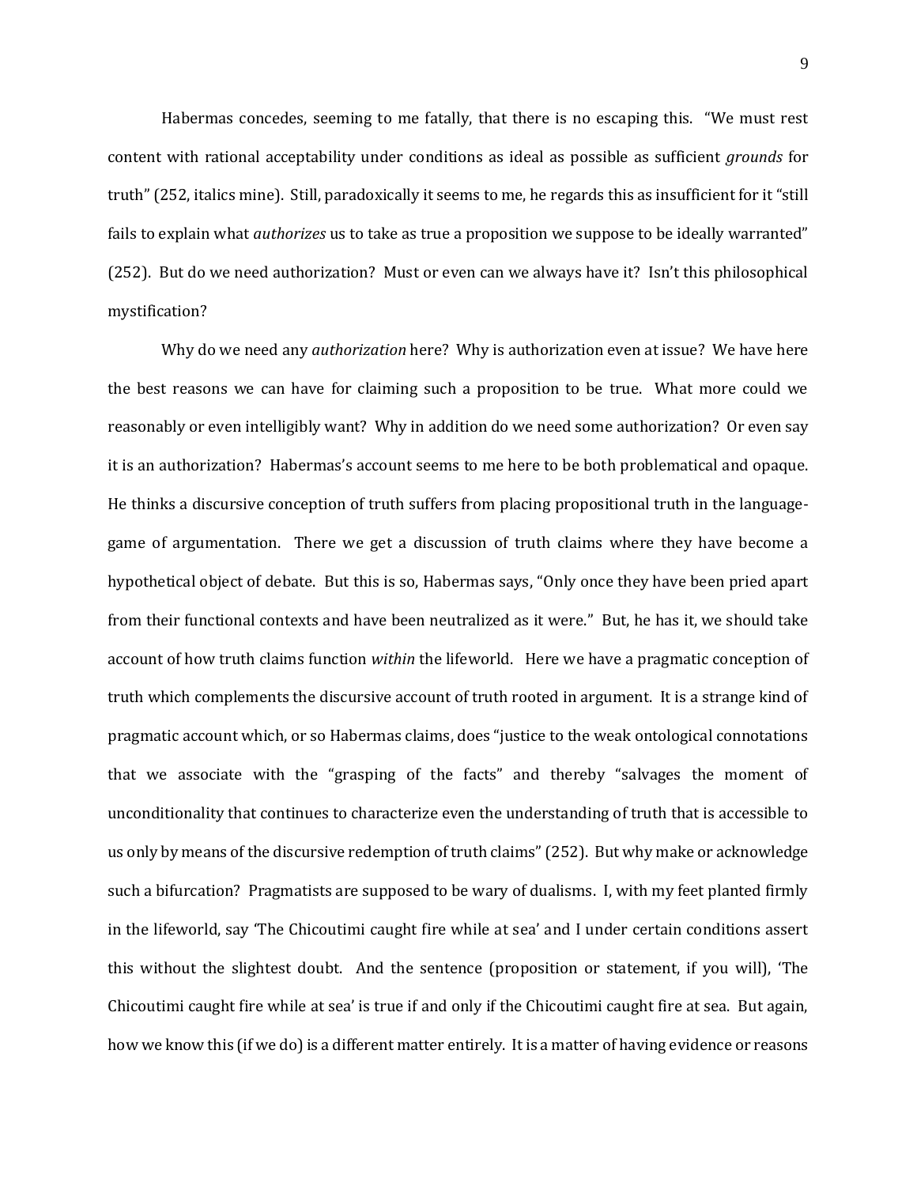Habermas concedes, seeming to me fatally, that there is no escaping this. "We must rest content with rational acceptability under conditions as ideal as possible as sufficient *grounds* for truth" (252, italics mine). Still, paradoxically it seems to me, he regards this as insufficient for it "still fails to explain what *authorizes* us to take as true a proposition we suppose to be ideally warranted" (252). But do we need authorization? Must or even can we always have it? Isn't this philosophical mystification?

Why do we need any *authorization* here? Why is authorization even at issue? We have here the best reasons we can have for claiming such a proposition to be true. What more could we reasonably or even intelligibly want? Why in addition do we need some authorization? Or even say it is an authorization? Habermas's account seems to me here to be both problematical and opaque. He thinks a discursive conception of truth suffers from placing propositional truth in the language-game of argumentation. There we get a discussion of truth claims where they have become a hypothetical object of debate. But this is so, Habermas says, "Only once they have been pried apart from their functional contexts and have been neutralized as it were." But, he has it, we should take account of how truth claims function *within* the lifeworld. Here we have a pragmatic conception of truth which complements the discursive account of truth rooted in argument. It is a strange kind of pragmatic account which, or so Habermas claims, does "justice to the weak ontological connotations that we associate with the "grasping of the facts" and thereby "salvages the moment of unconditionality that continues to characterize even the understanding of truth that is accessible to us only by means of the discursive redemption of truth claims" (252). But why make or acknowledge such a bifurcation? Pragmatists are supposed to be wary of dualisms. I, with my feet planted firmly in the lifeworld, say 'The Chicoutimi caught fire while at sea' and I under certain conditions assert this without the slightest doubt. And the sentence (proposition or statement, if you will), 'The Chicoutimi caught fire while at sea' is true if and only if the Chicoutimi caught fire at sea. But again, how we know this (if we do) is a different matter entirely. It is a matter of having evidence or reasons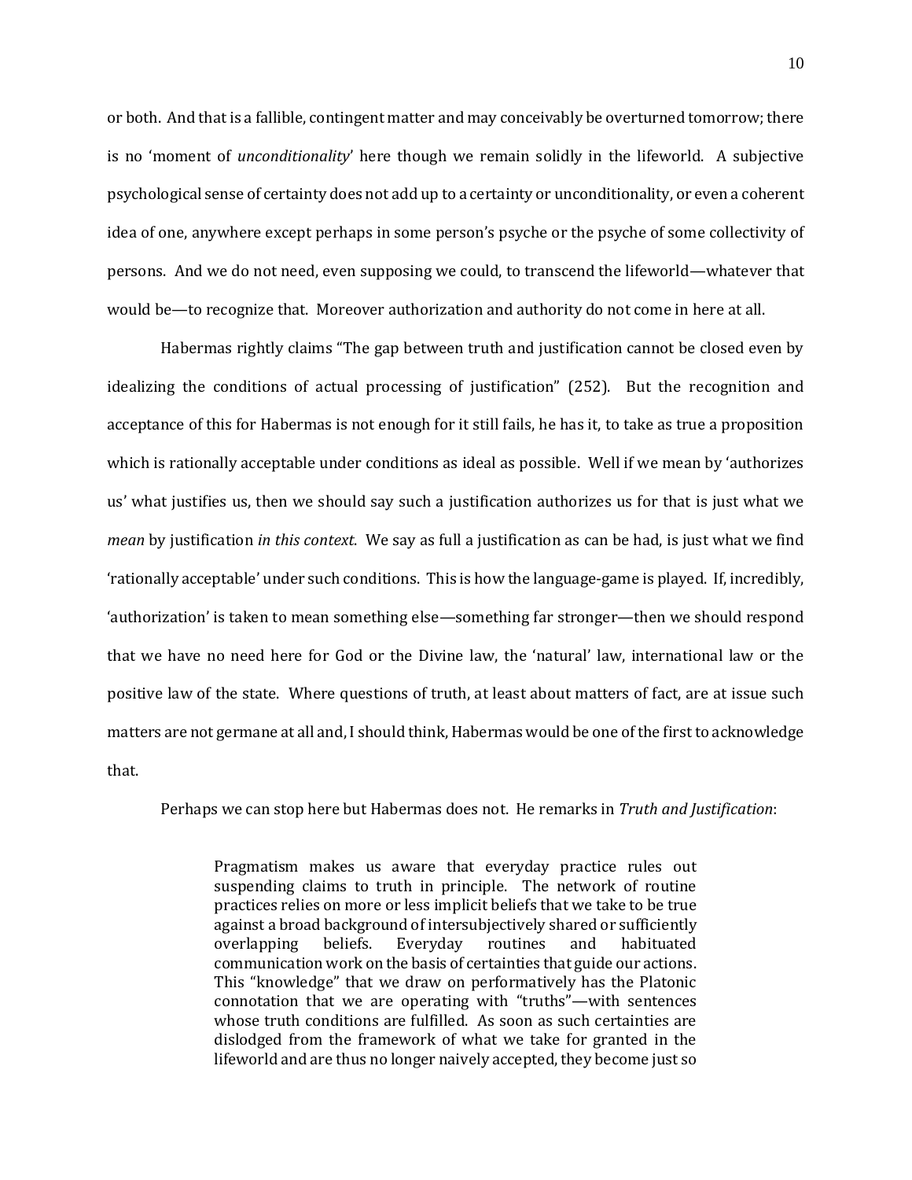or both. And that is a fallible, contingent matter and may conceivably be overturned tomorrow; there is no 'moment of *unconditionality*' here though we remain solidly in the lifeworld. A subjective psychological sense of certainty does not add up to a certainty or unconditionality, or even a coherent idea of one, anywhere except perhaps in some person's psyche or the psyche of some collectivity of persons. And we do not need, even supposing we could, to transcend the lifeworld—whatever that would be—to recognize that. Moreover authorization and authority do not come in here at all.

Habermas rightly claims "The gap between truth and justification cannot be closed even by idealizing the conditions of actual processing of justification" (252). But the recognition and acceptance of this for Habermas is not enough for it still fails, he has it, to take as true a proposition which is rationally acceptable under conditions as ideal as possible. Well if we mean by 'authorizes us' what justifies us, then we should say such a justification authorizes us for that is just what we *mean* by justification *in this context*. We say as full a justification as can be had, is just what we find 'rationally acceptable' under such conditions. This is how the language-game is played. If, incredibly, 'authorization' is taken to mean something else—something far stronger—then we should respond that we have no need here for God or the Divine law, the 'natural' law, international law or the positive law of the state. Where questions of truth, at least about matters of fact, are at issue such matters are not germane at all and, I should think, Habermas would be one of the first to acknowledge that.

Perhaps we can stop here but Habermas does not. He remarks in *Truth and Justification*:

> Pragmatism makes us aware that everyday practice rules out suspending claims to truth in principle. The network of routine practices relies on more or less implicit beliefs that we take to be true against a broad background of intersubjectively shared or sufficiently overlapping beliefs. Everyday routines and habituated communication work on the basis of certainties that guide our actions. This "knowledge" that we draw on performatively has the Platonic connotation that we are operating with "truths"—with sentences whose truth conditions are fulfilled. As soon as such certainties are dislodged from the framework of what we take for granted in the lifeworld and are thus no longer naively accepted, they become just so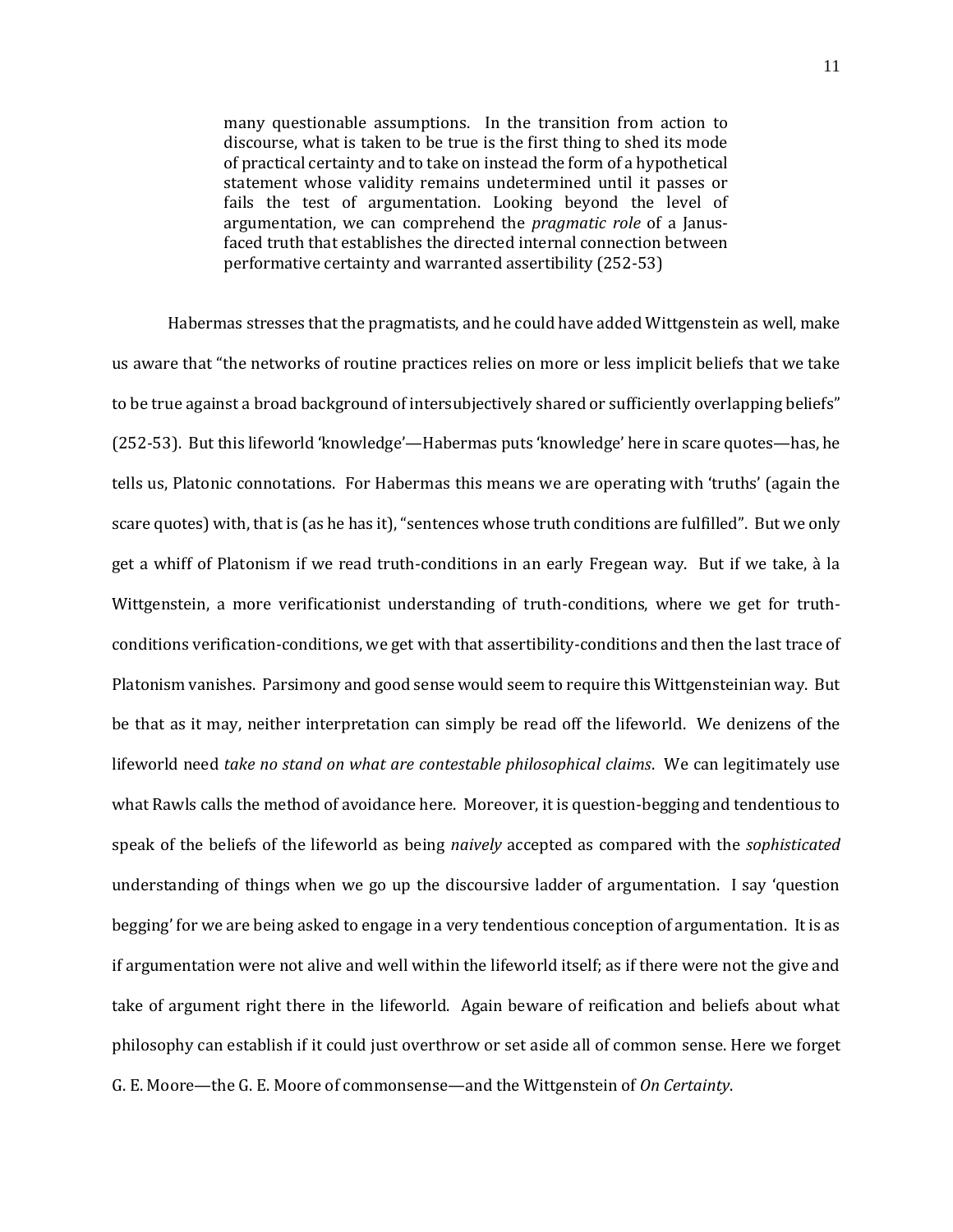> many questionable assumptions. In the transition from action to discourse, what is taken to be true is the first thing to shed its mode of practical certainty and to take on instead the form of a hypothetical statement whose validity remains undetermined until it passes or fails the test of argumentation. Looking beyond the level of argumentation, we can comprehend the *pragmatic role* of a Janus-faced truth that establishes the directed internal connection between performative certainty and warranted assertibility (252-53)

Habermas stresses that the pragmatists, and he could have added Wittgenstein as well, make us aware that "the networks of routine practices relies on more or less implicit beliefs that we take to be true against a broad background of intersubjectively shared or sufficiently overlapping beliefs" (252-53). But this lifeworld 'knowledge'—Habermas puts 'knowledge' here in scare quotes—has, he tells us, Platonic connotations. For Habermas this means we are operating with 'truths' (again the scare quotes) with, that is (as he has it), "sentences whose truth conditions are fulfilled". But we only get a whiff of Platonism if we read truth-conditions in an early Fregean way. But if we take, à la Wittgenstein, a more verificationist understanding of truth-conditions, where we get for truth-conditions verification-conditions, we get with that assertibility-conditions and then the last trace of Platonism vanishes. Parsimony and good sense would seem to require this Wittgensteinian way. But be that as it may, neither interpretation can simply be read off the lifeworld. We denizens of the lifeworld need *take no stand on what are contestable philosophical claims*. We can legitimately use what Rawls calls the method of avoidance here. Moreover, it is question-begging and tendentious to speak of the beliefs of the lifeworld as being *naively* accepted as compared with the *sophisticated* understanding of things when we go up the discoursive ladder of argumentation. I say 'question begging' for we are being asked to engage in a very tendentious conception of argumentation. It is as if argumentation were not alive and well within the lifeworld itself; as if there were not the give and take of argument right there in the lifeworld. Again beware of reification and beliefs about what philosophy can establish if it could just overthrow or set aside all of common sense. Here we forget G. E. Moore—the G. E. Moore of commonsense—and the Wittgenstein of *On Certainty*.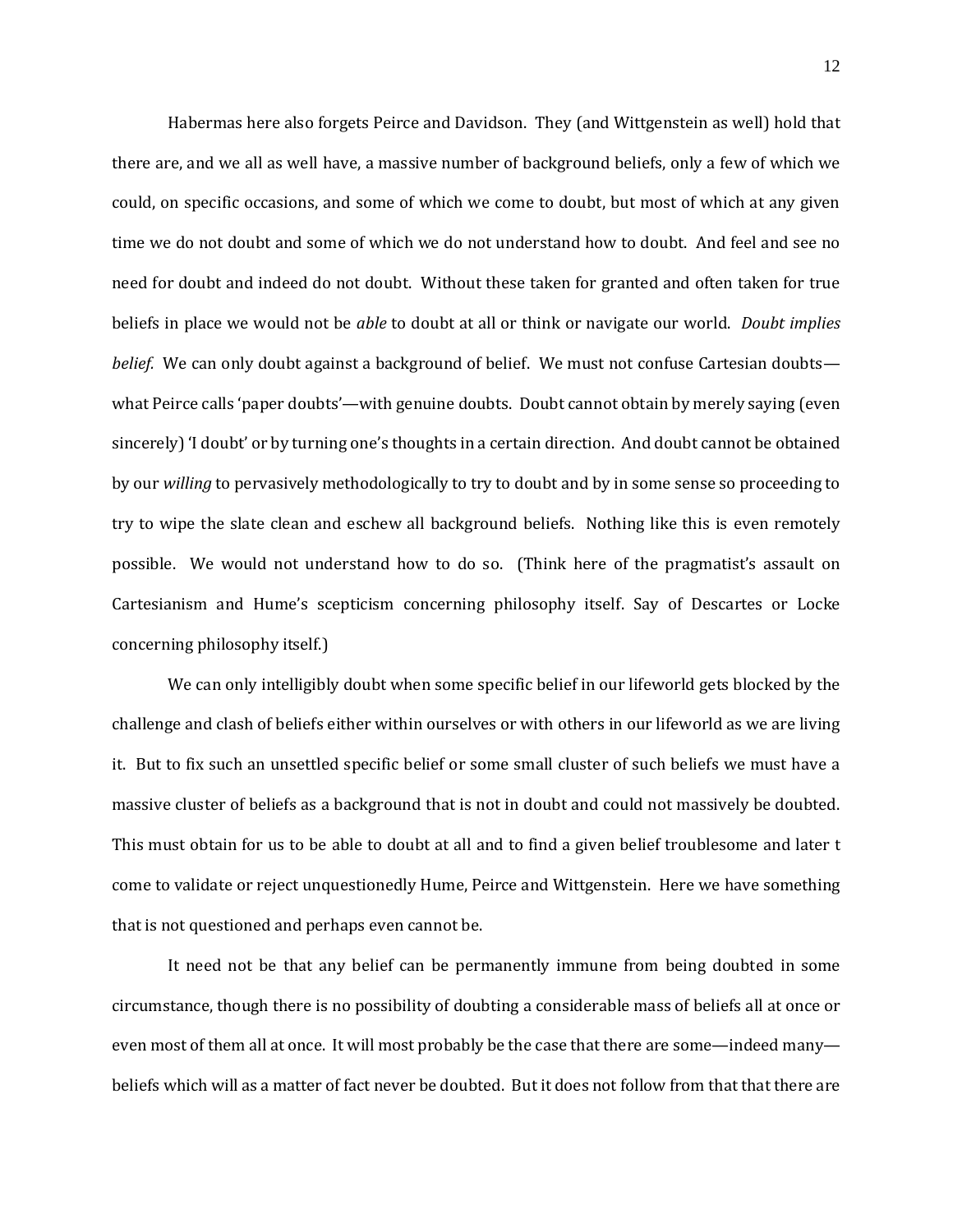Habermas here also forgets Peirce and Davidson. They (and Wittgenstein as well) hold that there are, and we all as well have, a massive number of background beliefs, only a few of which we could, on specific occasions, and some of which we come to doubt, but most of which at any given time we do not doubt and some of which we do not understand how to doubt. And feel and see no need for doubt and indeed do not doubt. Without these taken for granted and often taken for true beliefs in place we would not be *able* to doubt at all or think or navigate our world. *Doubt implies belief.* We can only doubt against a background of belief. We must not confuse Cartesian doubts—what Peirce calls 'paper doubts'—with genuine doubts. Doubt cannot obtain by merely saying (even sincerely) 'I doubt' or by turning one's thoughts in a certain direction. And doubt cannot be obtained by our *willing* to pervasively methodologically to try to doubt and by in some sense so proceeding to try to wipe the slate clean and eschew all background beliefs. Nothing like this is even remotely possible. We would not understand how to do so. (Think here of the pragmatist's assault on Cartesianism and Hume's scepticism concerning philosophy itself. Say of Descartes or Locke concerning philosophy itself.)

We can only intelligibly doubt when some specific belief in our lifeworld gets blocked by the challenge and clash of beliefs either within ourselves or with others in our lifeworld as we are living it. But to fix such an unsettled specific belief or some small cluster of such beliefs we must have a massive cluster of beliefs as a background that is not in doubt and could not massively be doubted. This must obtain for us to be able to doubt at all and to find a given belief troublesome and later t come to validate or reject unquestionedly Hume, Peirce and Wittgenstein. Here we have something that is not questioned and perhaps even cannot be.

It need not be that any belief can be permanently immune from being doubted in some circumstance, though there is no possibility of doubting a considerable mass of beliefs all at once or even most of them all at once. It will most probably be the case that there are some—indeed many—beliefs which will as a matter of fact never be doubted. But it does not follow from that that there are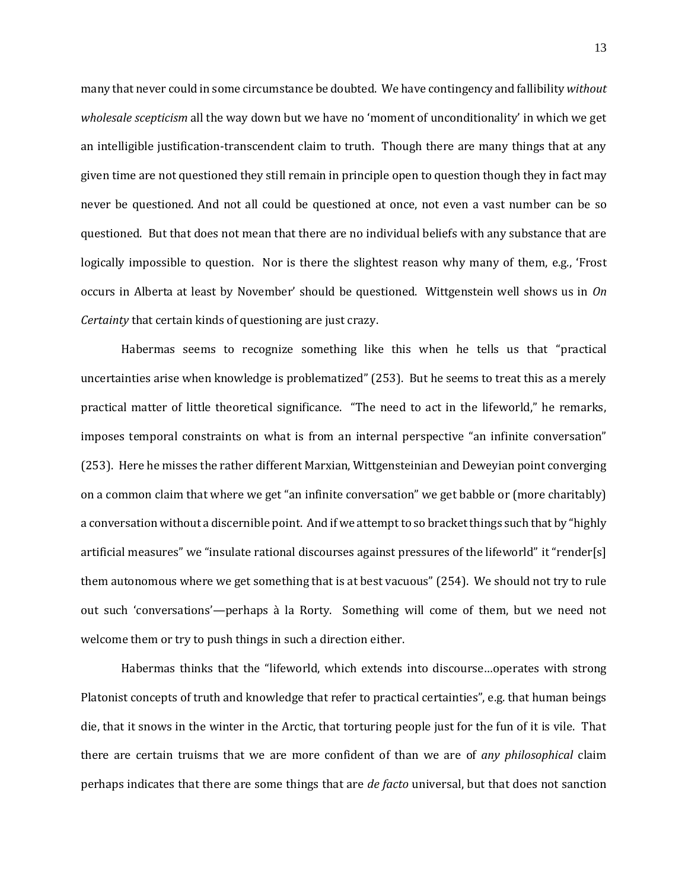many that never could in some circumstance be doubted. We have contingency and fallibility *without wholesale scepticism* all the way down but we have no 'moment of unconditionality' in which we get an intelligible justification-transcendent claim to truth. Though there are many things that at any given time are not questioned they still remain in principle open to question though they in fact may never be questioned. And not all could be questioned at once, not even a vast number can be so questioned. But that does not mean that there are no individual beliefs with any substance that are logically impossible to question. Nor is there the slightest reason why many of them, e.g., 'Frost occurs in Alberta at least by November' should be questioned. Wittgenstein well shows us in *On Certainty* that certain kinds of questioning are just crazy.

Habermas seems to recognize something like this when he tells us that "practical uncertainties arise when knowledge is problematized" (253). But he seems to treat this as a merely practical matter of little theoretical significance. "The need to act in the lifeworld," he remarks, imposes temporal constraints on what is from an internal perspective "an infinite conversation" (253). Here he misses the rather different Marxian, Wittgensteinian and Deweyian point converging on a common claim that where we get "an infinite conversation" we get babble or (more charitably) a conversation without a discernible point. And if we attempt to so bracket things such that by "highly artificial measures" we "insulate rational discourses against pressures of the lifeworld" it "render[s] them autonomous where we get something that is at best vacuous" (254). We should not try to rule out such 'conversations'—perhaps à la Rorty. Something will come of them, but we need not welcome them or try to push things in such a direction either.

Habermas thinks that the "lifeworld, which extends into discourse…operates with strong Platonist concepts of truth and knowledge that refer to practical certainties", e.g. that human beings die, that it snows in the winter in the Arctic, that torturing people just for the fun of it is vile. That there are certain truisms that we are more confident of than we are of *any philosophical* claim perhaps indicates that there are some things that are *de facto* universal, but that does not sanction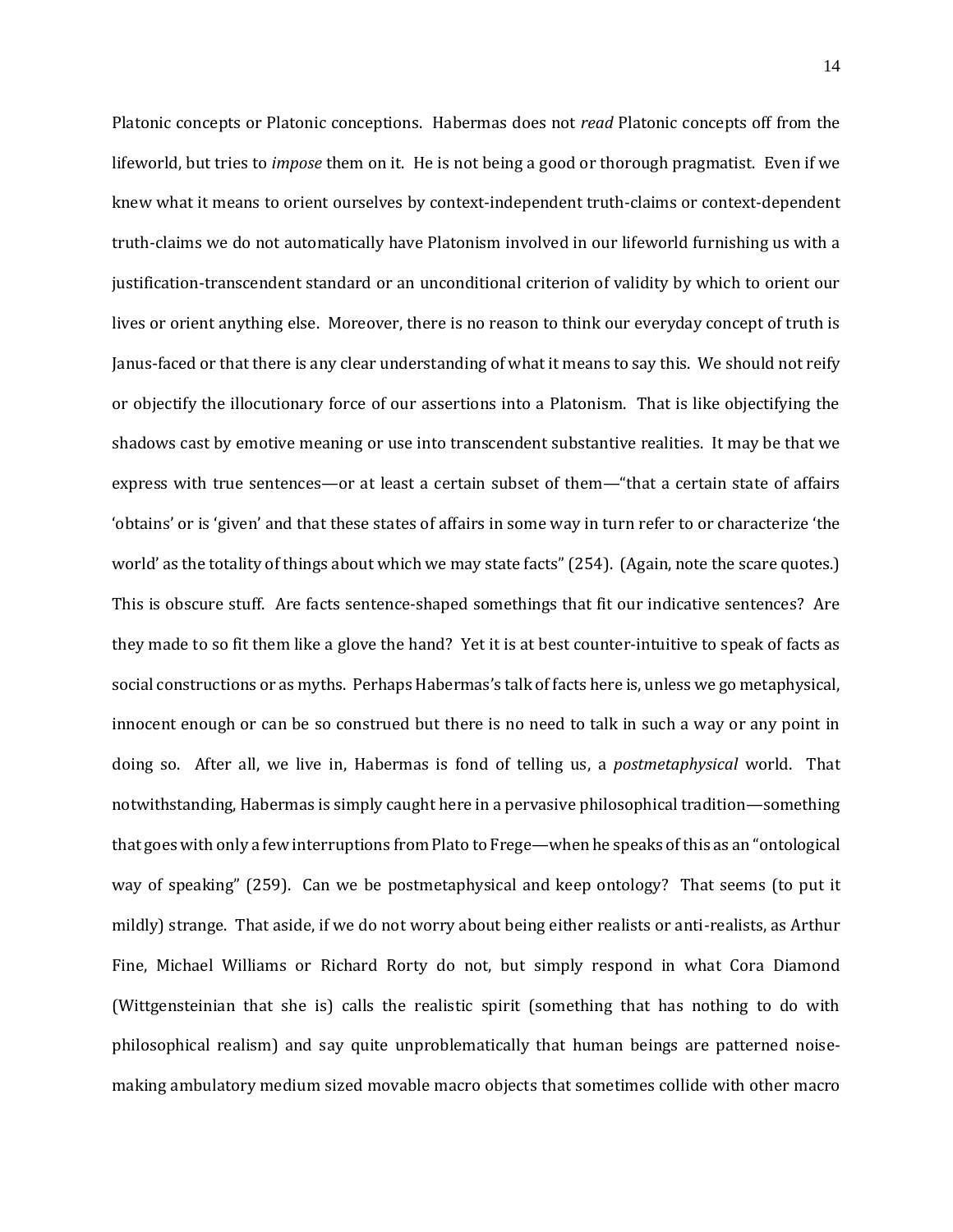Platonic concepts or Platonic conceptions. Habermas does not *read* Platonic concepts off from the lifeworld, but tries to *impose* them on it. He is not being a good or thorough pragmatist. Even if we knew what it means to orient ourselves by context-independent truth-claims or context-dependent truth-claims we do not automatically have Platonism involved in our lifeworld furnishing us with a justification-transcendent standard or an unconditional criterion of validity by which to orient our lives or orient anything else. Moreover, there is no reason to think our everyday concept of truth is Janus-faced or that there is any clear understanding of what it means to say this. We should not reify or objectify the illocutionary force of our assertions into a Platonism. That is like objectifying the shadows cast by emotive meaning or use into transcendent substantive realities. It may be that we express with true sentences—or at least a certain subset of them—"that a certain state of affairs 'obtains' or is 'given' and that these states of affairs in some way in turn refer to or characterize 'the world' as the totality of things about which we may state facts" (254). (Again, note the scare quotes.) This is obscure stuff. Are facts sentence-shaped somethings that fit our indicative sentences? Are they made to so fit them like a glove the hand? Yet it is at best counter-intuitive to speak of facts as social constructions or as myths. Perhaps Habermas's talk of facts here is, unless we go metaphysical, innocent enough or can be so construed but there is no need to talk in such a way or any point in doing so. After all, we live in, Habermas is fond of telling us, a *postmetaphysical* world. That notwithstanding, Habermas is simply caught here in a pervasive philosophical tradition—something that goes with only a few interruptions from Plato to Frege—when he speaks of this as an "ontological way of speaking" (259). Can we be postmetaphysical and keep ontology? That seems (to put it mildly) strange. That aside, if we do not worry about being either realists or anti-realists, as Arthur Fine, Michael Williams or Richard Rorty do not, but simply respond in what Cora Diamond (Wittgensteinian that she is) calls the realistic spirit (something that has nothing to do with philosophical realism) and say quite unproblematically that human beings are patterned noise-making ambulatory medium sized movable macro objects that sometimes collide with other macro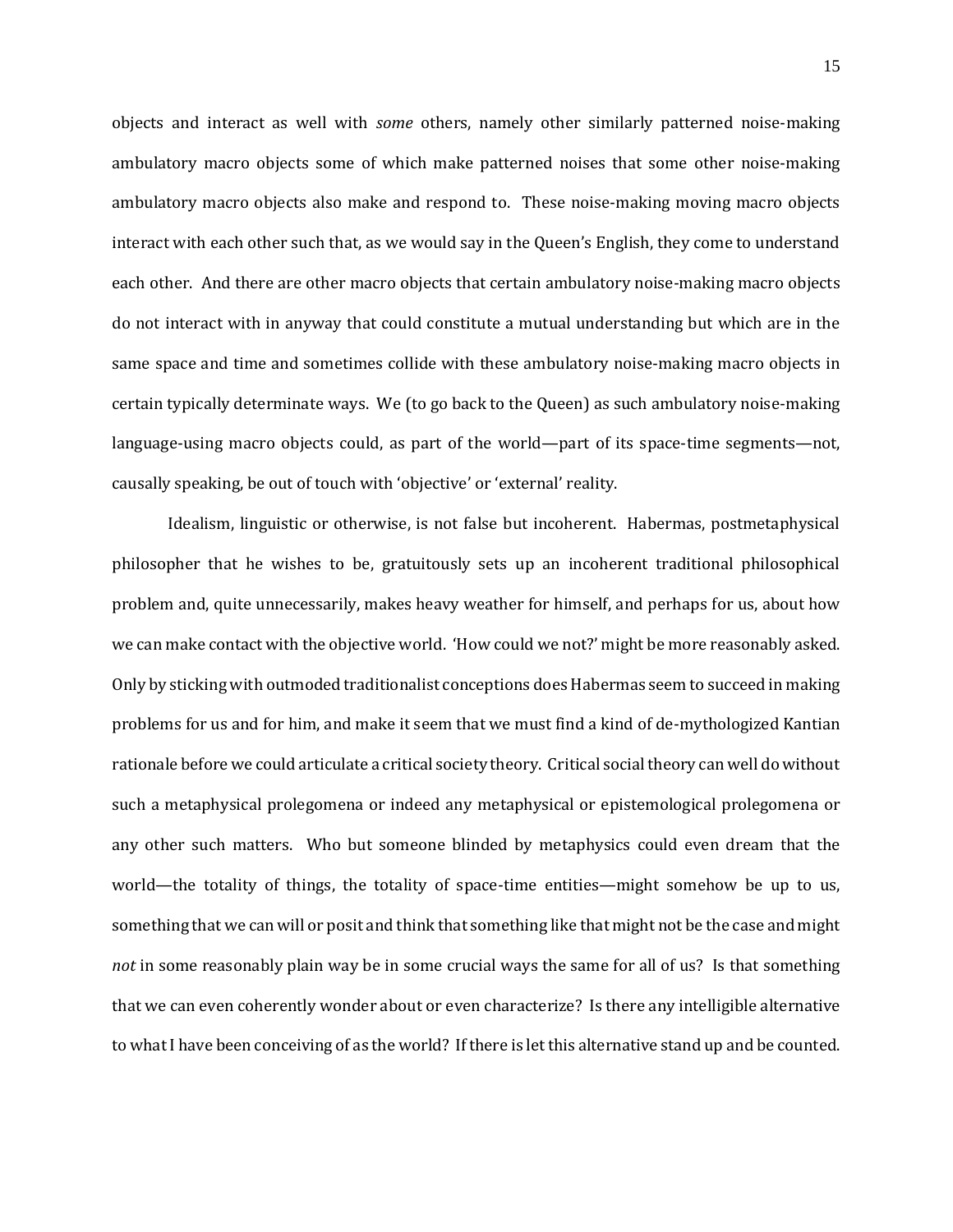objects and interact as well with *some* others, namely other similarly patterned noise-making ambulatory macro objects some of which make patterned noises that some other noise-making ambulatory macro objects also make and respond to. These noise-making moving macro objects interact with each other such that, as we would say in the Queen's English, they come to understand each other. And there are other macro objects that certain ambulatory noise-making macro objects do not interact with in anyway that could constitute a mutual understanding but which are in the same space and time and sometimes collide with these ambulatory noise-making macro objects in certain typically determinate ways. We (to go back to the Queen) as such ambulatory noise-making language-using macro objects could, as part of the world—part of its space-time segments—not, causally speaking, be out of touch with 'objective' or 'external' reality.

Idealism, linguistic or otherwise, is not false but incoherent. Habermas, postmetaphysical philosopher that he wishes to be, gratuitously sets up an incoherent traditional philosophical problem and, quite unnecessarily, makes heavy weather for himself, and perhaps for us, about how we can make contact with the objective world. 'How could we not?' might be more reasonably asked. Only by sticking with outmoded traditionalist conceptions does Habermas seem to succeed in making problems for us and for him, and make it seem that we must find a kind of de-mythologized Kantian rationale before we could articulate a critical society theory. Critical social theory can well do without such a metaphysical prolegomena or indeed any metaphysical or epistemological prolegomena or any other such matters. Who but someone blinded by metaphysics could even dream that the world—the totality of things, the totality of space-time entities—might somehow be up to us, something that we can will or posit and think that something like that might not be the case and might *not* in some reasonably plain way be in some crucial ways the same for all of us? Is that something that we can even coherently wonder about or even characterize? Is there any intelligible alternative to what I have been conceiving of as the world? If there is let this alternative stand up and be counted.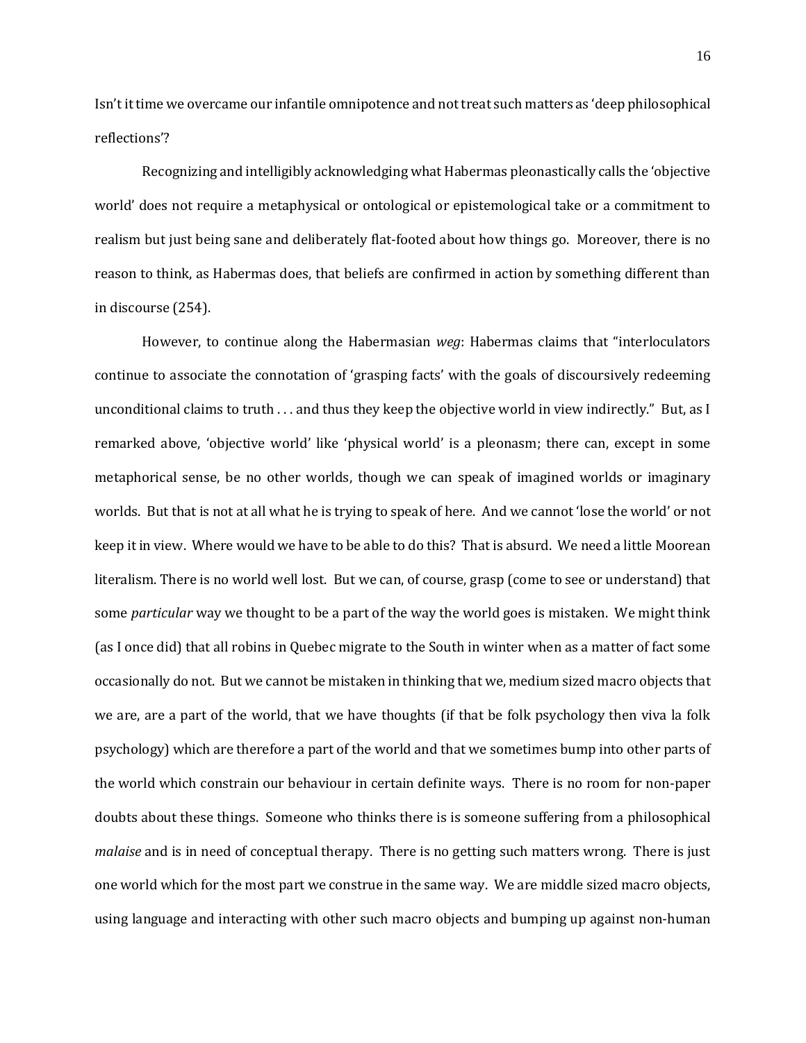Isn't it time we overcame our infantile omnipotence and not treat such matters as 'deep philosophical reflections'?

Recognizing and intelligibly acknowledging what Habermas pleonastically calls the 'objective world' does not require a metaphysical or ontological or epistemological take or a commitment to realism but just being sane and deliberately flat-footed about how things go. Moreover, there is no reason to think, as Habermas does, that beliefs are confirmed in action by something different than in discourse (254).

However, to continue along the Habermasian *weg*: Habermas claims that "interlocutors continue to associate the connotation of 'grasping facts' with the goals of discoursively redeeming unconditional claims to truth . . . and thus they keep the objective world in view indirectly." But, as I remarked above, 'objective world' like 'physical world' is a pleonasm; there can, except in some metaphorical sense, be no other worlds, though we can speak of imagined worlds or imaginary worlds. But that is not at all what he is trying to speak of here. And we cannot 'lose the world' or not keep it in view. Where would we have to be able to do this? That is absurd. We need a little Moorean literalism. There is no world well lost. But we can, of course, grasp (come to see or understand) that some *particular* way we thought to be a part of the way the world goes is mistaken. We might think (as I once did) that all robins in Quebec migrate to the South in winter when as a matter of fact some occasionally do not. But we cannot be mistaken in thinking that we, medium sized macro objects that we are, are a part of the world, that we have thoughts (if that be folk psychology then viva la folk psychology) which are therefore a part of the world and that we sometimes bump into other parts of the world which constrain our behaviour in certain definite ways. There is no room for non-paper doubts about these things. Someone who thinks there is is someone suffering from a philosophical *malaise* and is in need of conceptual therapy. There is no getting such matters wrong. There is just one world which for the most part we construe in the same way. We are middle sized macro objects, using language and interacting with other such macro objects and bumping up against non-human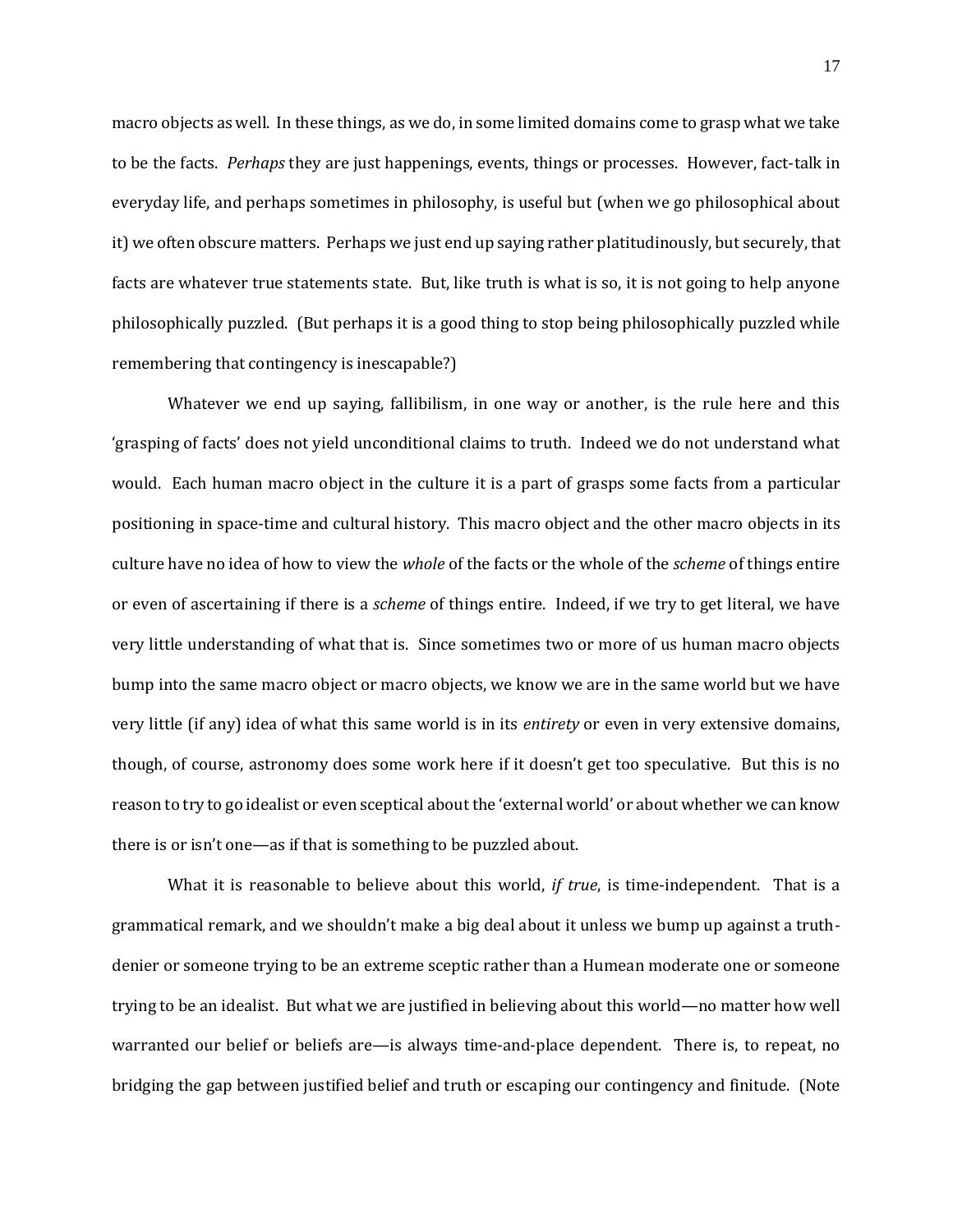macro objects as well. In these things, as we do, in some limited domains come to grasp what we take to be the facts. *Perhaps* they are just happenings, events, things or processes. However, fact-talk in everyday life, and perhaps sometimes in philosophy, is useful but (when we go philosophical about it) we often obscure matters. Perhaps we just end up saying rather platitudinously, but securely, that facts are whatever true statements state. But, like truth is what is so, it is not going to help anyone philosophically puzzled. (But perhaps it is a good thing to stop being philosophically puzzled while remembering that contingency is inescapable?)

Whatever we end up saying, fallibilism, in one way or another, is the rule here and this 'grasping of facts' does not yield unconditional claims to truth. Indeed we do not understand what would. Each human macro object in the culture it is a part of grasps some facts from a particular positioning in space-time and cultural history. This macro object and the other macro objects in its culture have no idea of how to view the *whole* of the facts or the whole of the *scheme* of things entire or even of ascertaining if there is a *scheme* of things entire. Indeed, if we try to get literal, we have very little understanding of what that is. Since sometimes two or more of us human macro objects bump into the same macro object or macro objects, we know we are in the same world but we have very little (if any) idea of what this same world is in its *entirety* or even in very extensive domains, though, of course, astronomy does some work here if it doesn't get too speculative. But this is no reason to try to go idealist or even sceptical about the 'external world' or about whether we can know there is or isn't one—as if that is something to be puzzled about.

What it is reasonable to believe about this world, *if true*, is time-independent. That is a grammatical remark, and we shouldn't make a big deal about it unless we bump up against a truth-denier or someone trying to be an extreme sceptic rather than a Humean moderate one or someone trying to be an idealist. But what we are justified in believing about this world—no matter how well warranted our belief or beliefs are—is always time-and-place dependent. There is, to repeat, no bridging the gap between justified belief and truth or escaping our contingency and finitude. (Note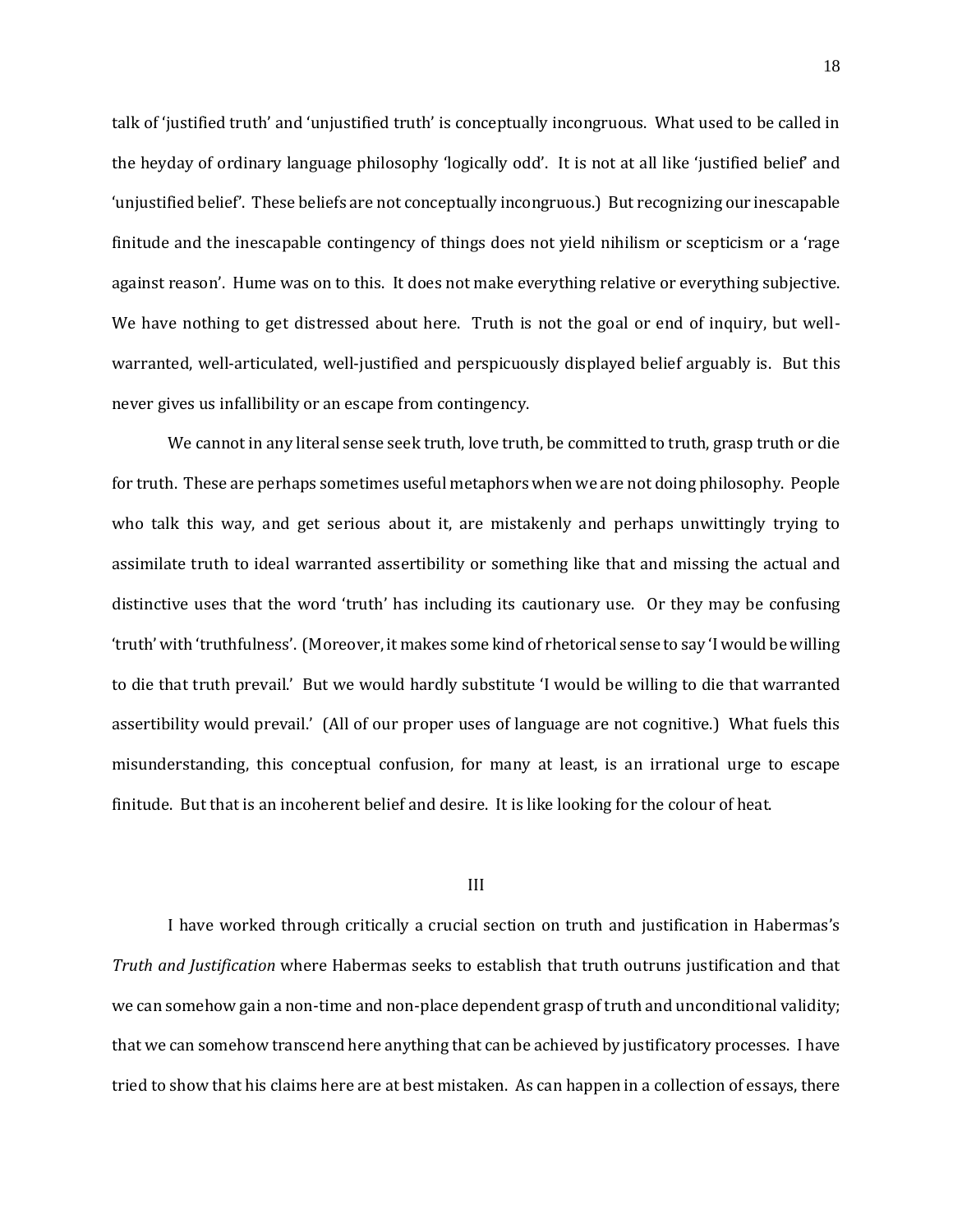talk of 'justified truth' and 'unjustified truth' is conceptually incongruous. What used to be called in the heyday of ordinary language philosophy 'logically odd'. It is not at all like 'justified belief' and 'unjustified belief'. These beliefs are not conceptually incongruous.) But recognizing our inescapable finitude and the inescapable contingency of things does not yield nihilism or scepticism or a 'rage against reason'. Hume was on to this. It does not make everything relative or everything subjective. We have nothing to get distressed about here. Truth is not the goal or end of inquiry, but well-warranted, well-articulated, well-justified and perspicuously displayed belief arguably is. But this never gives us infallibility or an escape from contingency.

We cannot in any literal sense seek truth, love truth, be committed to truth, grasp truth or die for truth. These are perhaps sometimes useful metaphors when we are not doing philosophy. People who talk this way, and get serious about it, are mistakenly and perhaps unwittingly trying to assimilate truth to ideal warranted assertibility or something like that and missing the actual and distinctive uses that the word 'truth' has including its cautionary use. Or they may be confusing 'truth' with 'truthfulness'. (Moreover, it makes some kind of rhetorical sense to say 'I would be willing to die that truth prevail.' But we would hardly substitute 'I would be willing to die that warranted assertibility would prevail.' (All of our proper uses of language are not cognitive.) What fuels this misunderstanding, this conceptual confusion, for many at least, is an irrational urge to escape finitude. But that is an incoherent belief and desire. It is like looking for the colour of heat.

## III

I have worked through critically a crucial section on truth and justification in Habermas's *Truth and Justification* where Habermas seeks to establish that truth outruns justification and that we can somehow gain a non-time and non-place dependent grasp of truth and unconditional validity; that we can somehow transcend here anything that can be achieved by justificatory processes. I have tried to show that his claims here are at best mistaken. As can happen in a collection of essays, there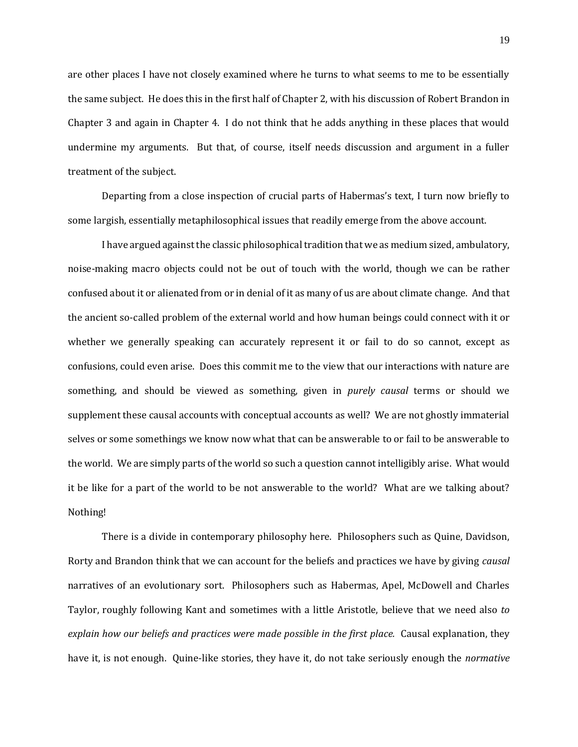are other places I have not closely examined where he turns to what seems to me to be essentially the same subject. He does this in the first half of Chapter 2, with his discussion of Robert Brandon in Chapter 3 and again in Chapter 4. I do not think that he adds anything in these places that would undermine my arguments. But that, of course, itself needs discussion and argument in a fuller treatment of the subject.

Departing from a close inspection of crucial parts of Habermas's text, I turn now briefly to some largish, essentially metaphilosophical issues that readily emerge from the above account.

I have argued against the classic philosophical tradition that we as medium sized, ambulatory, noise-making macro objects could not be out of touch with the world, though we can be rather confused about it or alienated from or in denial of it as many of us are about climate change. And that the ancient so-called problem of the external world and how human beings could connect with it or whether we generally speaking can accurately represent it or fail to do so cannot, except as confusions, could even arise. Does this commit me to the view that our interactions with nature are something, and should be viewed as something, given in *purely causal* terms or should we supplement these causal accounts with conceptual accounts as well? We are not ghostly immaterial selves or some somethings we know now what that can be answerable to or fail to be answerable to the world. We are simply parts of the world so such a question cannot intelligibly arise. What would it be like for a part of the world to be not answerable to the world? What are we talking about? Nothing!

There is a divide in contemporary philosophy here. Philosophers such as Quine, Davidson, Rorty and Brandon think that we can account for the beliefs and practices we have by giving *causal* narratives of an evolutionary sort. Philosophers such as Habermas, Apel, McDowell and Charles Taylor, roughly following Kant and sometimes with a little Aristotle, believe that we need also *to explain how our beliefs and practices were made possible in the first place.* Causal explanation, they have it, is not enough. Quine-like stories, they have it, do not take seriously enough the *normative*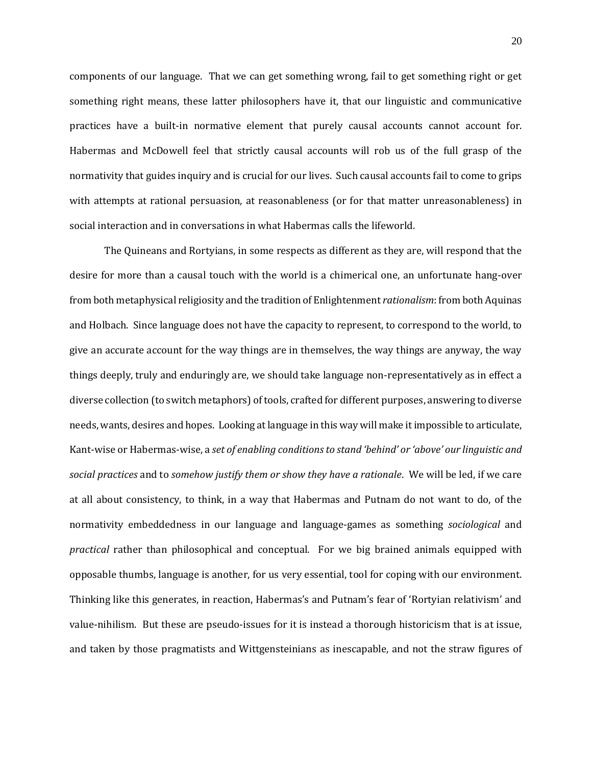components of our language. That we can get something wrong, fail to get something right or get something right means, these latter philosophers have it, that our linguistic and communicative practices have a built-in normative element that purely causal accounts cannot account for. Habermas and McDowell feel that strictly causal accounts will rob us of the full grasp of the normativity that guides inquiry and is crucial for our lives. Such causal accounts fail to come to grips with attempts at rational persuasion, at reasonableness (or for that matter unreasonableness) in social interaction and in conversations in what Habermas calls the lifeworld.

The Quineans and Rortyians, in some respects as different as they are, will respond that the desire for more than a causal touch with the world is a chimerical one, an unfortunate hang-over from both metaphysical religiosity and the tradition of Enlightenment *rationalism*: from both Aquinas and Holbach. Since language does not have the capacity to represent, to correspond to the world, to give an accurate account for the way things are in themselves, the way things are anyway, the way things deeply, truly and enduringly are, we should take language non-representatively as in effect a diverse collection (to switch metaphors) of tools, crafted for different purposes, answering to diverse needs, wants, desires and hopes. Looking at language in this way will make it impossible to articulate, Kant-wise or Habermas-wise, a *set of enabling conditions to stand 'behind' or 'above' our linguistic and social practices* and to *somehow justify them or show they have a rationale*. We will be led, if we care at all about consistency, to think, in a way that Habermas and Putnam do not want to do, of the normativity embeddedness in our language and language-games as something *sociological* and *practical* rather than philosophical and conceptual. For we big brained animals equipped with opposable thumbs, language is another, for us very essential, tool for coping with our environment. Thinking like this generates, in reaction, Habermas's and Putnam's fear of 'Rortyian relativism' and value-nihilism. But these are pseudo-issues for it is instead a thorough historicism that is at issue, and taken by those pragmatists and Wittgensteinians as inescapable, and not the straw figures of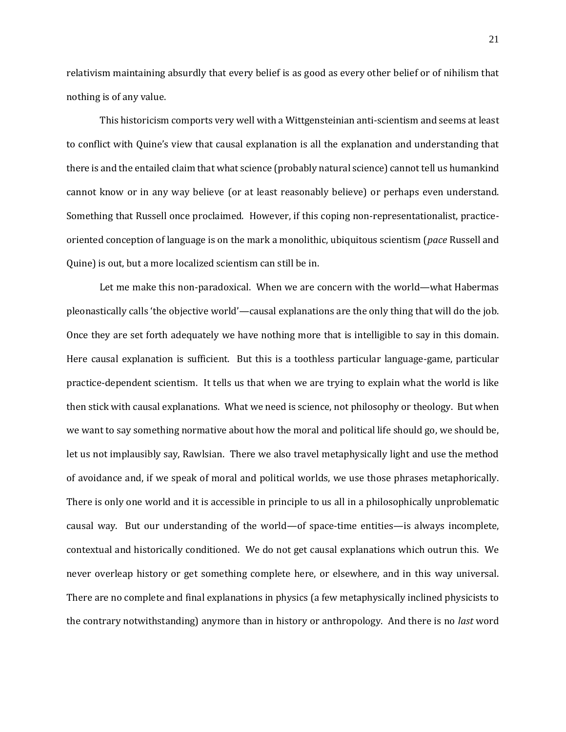relativism maintaining absurdly that every belief is as good as every other belief or of nihilism that nothing is of any value.

This historicism comports very well with a Wittgensteinian anti-scientism and seems at least to conflict with Quine's view that causal explanation is all the explanation and understanding that there is and the entailed claim that what science (probably natural science) cannot tell us humankind cannot know or in any way believe (or at least reasonably believe) or perhaps even understand. Something that Russell once proclaimed. However, if this coping non-representationalist, practice-oriented conception of language is on the mark a monolithic, ubiquitous scientism (*pace* Russell and Quine) is out, but a more localized scientism can still be in.

Let me make this non-paradoxical. When we are concern with the world—what Habermas pleonastically calls 'the objective world'—causal explanations are the only thing that will do the job. Once they are set forth adequately we have nothing more that is intelligible to say in this domain. Here causal explanation is sufficient. But this is a toothless particular language-game, particular practice-dependent scientism. It tells us that when we are trying to explain what the world is like then stick with causal explanations. What we need is science, not philosophy or theology. But when we want to say something normative about how the moral and political life should go, we should be, let us not implausibly say, Rawlsian. There we also travel metaphysically light and use the method of avoidance and, if we speak of moral and political worlds, we use those phrases metaphorically. There is only one world and it is accessible in principle to us all in a philosophically unproblematic causal way. But our understanding of the world—of space-time entities—is always incomplete, contextual and historically conditioned. We do not get causal explanations which outrun this. We never overleap history or get something complete here, or elsewhere, and in this way universal. There are no complete and final explanations in physics (a few metaphysically inclined physicists to the contrary notwithstanding) anymore than in history or anthropology. And there is no *last* word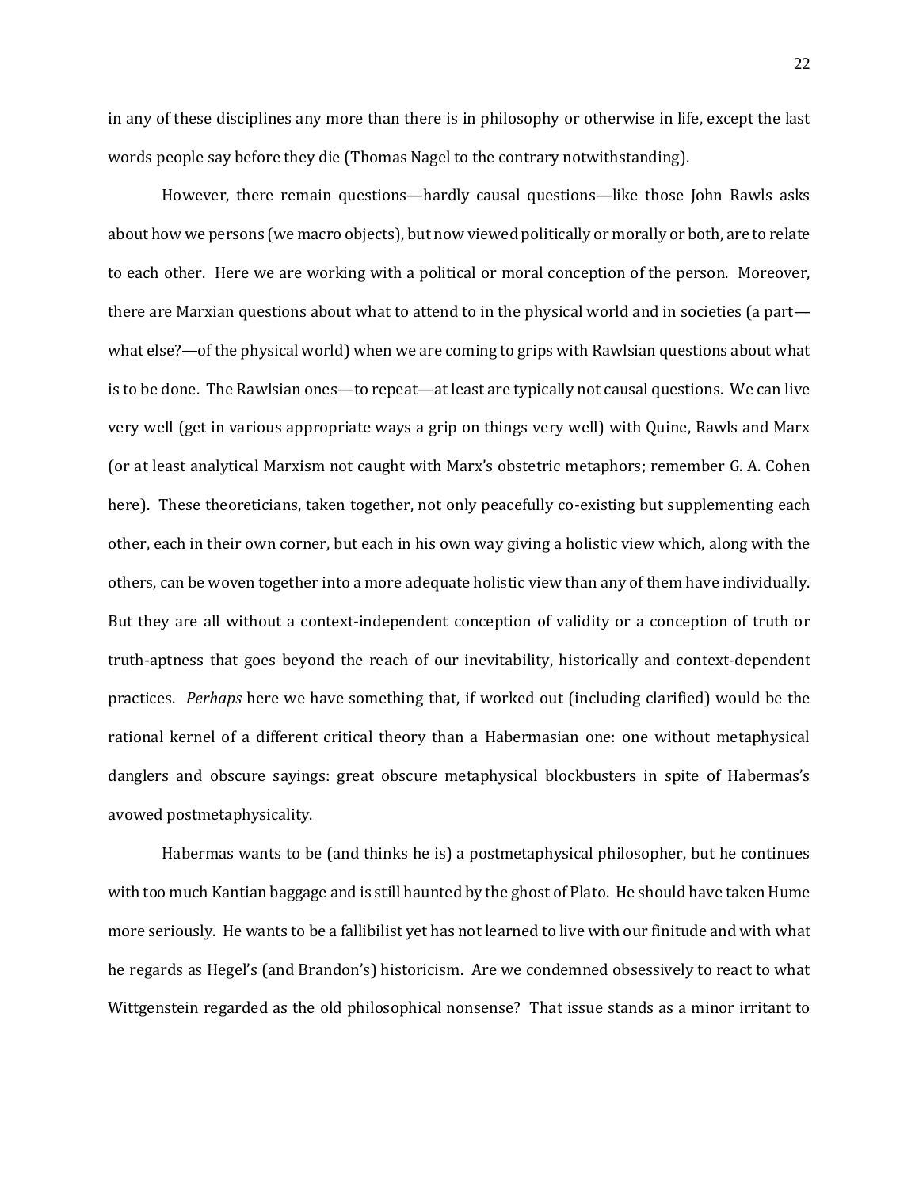in any of these disciplines any more than there is in philosophy or otherwise in life, except the last words people say before they die (Thomas Nagel to the contrary notwithstanding).

However, there remain questions—hardly causal questions—like those John Rawls asks about how we persons (we macro objects), but now viewed politically or morally or both, are to relate to each other. Here we are working with a political or moral conception of the person. Moreover, there are Marxian questions about what to attend to in the physical world and in societies (a part—what else?—of the physical world) when we are coming to grips with Rawlsian questions about what is to be done. The Rawlsian ones—to repeat—at least are typically not causal questions. We can live very well (get in various appropriate ways a grip on things very well) with Quine, Rawls and Marx (or at least analytical Marxism not caught with Marx's obstetric metaphors; remember G. A. Cohen here). These theoreticians, taken together, not only peacefully co-existing but supplementing each other, each in their own corner, but each in his own way giving a holistic view which, along with the others, can be woven together into a more adequate holistic view than any of them have individually. But they are all without a context-independent conception of validity or a conception of truth or truth-aptness that goes beyond the reach of our inevitability, historically and context-dependent practices. *Perhaps* here we have something that, if worked out (including clarified) would be the rational kernel of a different critical theory than a Habermasian one: one without metaphysical danglers and obscure sayings: great obscure metaphysical blockbusters in spite of Habermas's avowed postmetaphysicality.

Habermas wants to be (and thinks he is) a postmetaphysical philosopher, but he continues with too much Kantian baggage and is still haunted by the ghost of Plato. He should have taken Hume more seriously. He wants to be a fallibilist yet has not learned to live with our finitude and with what he regards as Hegel's (and Brandon's) historicism. Are we condemned obsessively to react to what Wittgenstein regarded as the old philosophical nonsense? That issue stands as a minor irritant to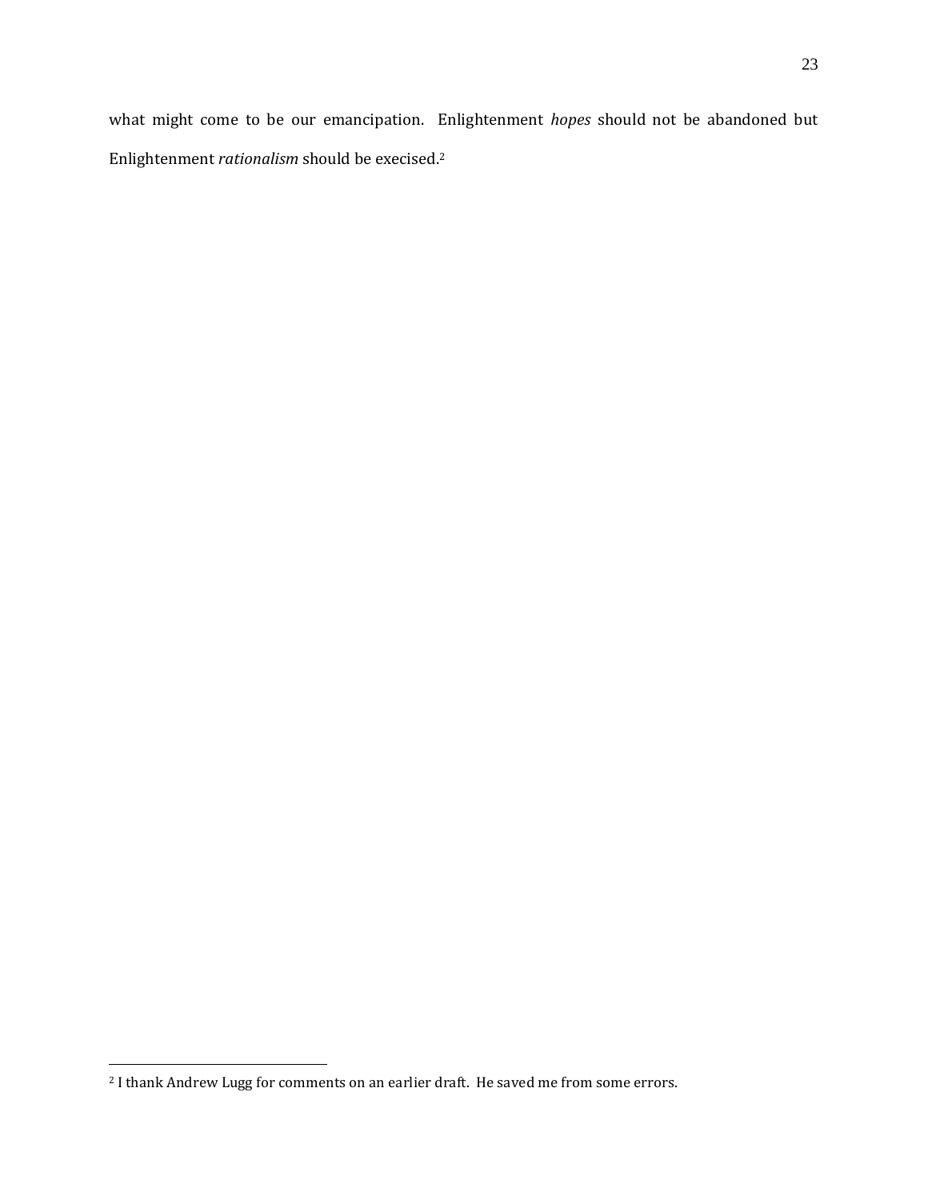what might come to be our emancipation. Enlightenment *hopes* should not be abandoned but Enlightenment *rationalism* should be execised.[2]

---

[2] I thank Andrew Lugg for comments on an earlier draft. He saved me from some errors.